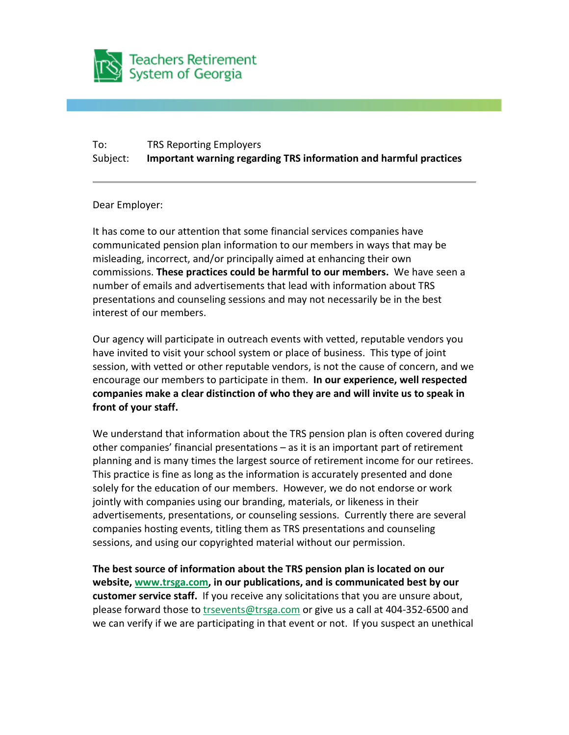Teachers Retirement System of Georgia

To: TRS Reporting Employers
Subject: **Important warning regarding TRS information and harmful practices**

---

Dear Employer:

It has come to our attention that some financial services companies have communicated pension plan information to our members in ways that may be misleading, incorrect, and/or principally aimed at enhancing their own commissions. **These practices could be harmful to our members.** We have seen a number of emails and advertisements that lead with information about TRS presentations and counseling sessions and may not necessarily be in the best interest of our members.

Our agency will participate in outreach events with vetted, reputable vendors you have invited to visit your school system or place of business. This type of joint session, with vetted or other reputable vendors, is not the cause of concern, and we encourage our members to participate in them. **In our experience, well respected companies make a clear distinction of who they are and will invite us to speak in front of your staff.**

We understand that information about the TRS pension plan is often covered during other companies' financial presentations – as it is an important part of retirement planning and is many times the largest source of retirement income for our retirees. This practice is fine as long as the information is accurately presented and done solely for the education of our members. However, we do not endorse or work jointly with companies using our branding, materials, or likeness in their advertisements, presentations, or counseling sessions. Currently there are several companies hosting events, titling them as TRS presentations and counseling sessions, and using our copyrighted material without our permission.

**The best source of information about the TRS pension plan is located on our website, www.trsga.com, in our publications, and is communicated best by our customer service staff.** If you receive any solicitations that you are unsure about, please forward those to trsevents@trsga.com or give us a call at 404-352-6500 and we can verify if we are participating in that event or not. If you suspect an unethical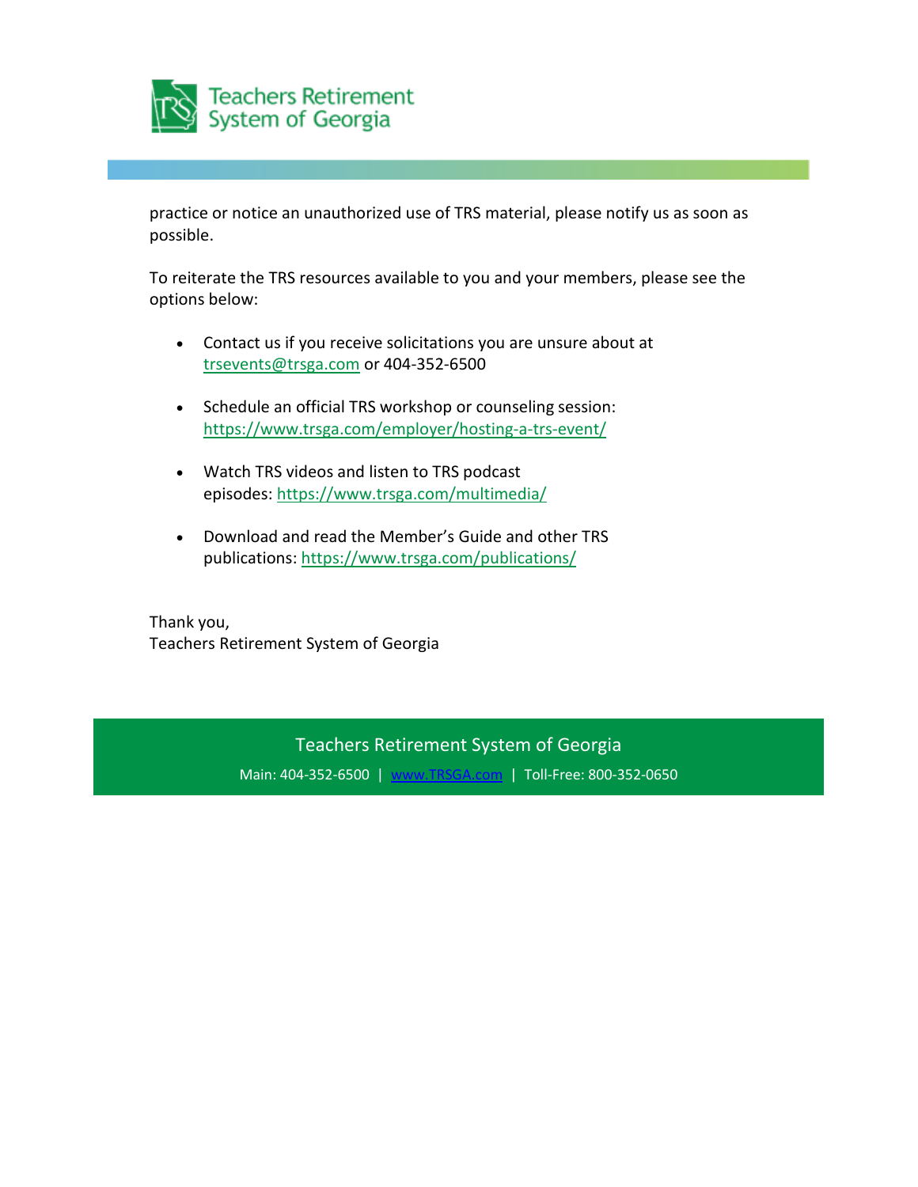practice or notice an unauthorized use of TRS material, please notify us as soon as possible.

To reiterate the TRS resources available to you and your members, please see the options below:

- Contact us if you receive solicitations you are unsure about at trsevents@trsga.com or 404-352-6500

- Schedule an official TRS workshop or counseling session: https://www.trsga.com/employer/hosting-a-trs-event/

- Watch TRS videos and listen to TRS podcast episodes: https://www.trsga.com/multimedia/

- Download and read the Member's Guide and other TRS publications: https://www.trsga.com/publications/

Thank you,
Teachers Retirement System of Georgia